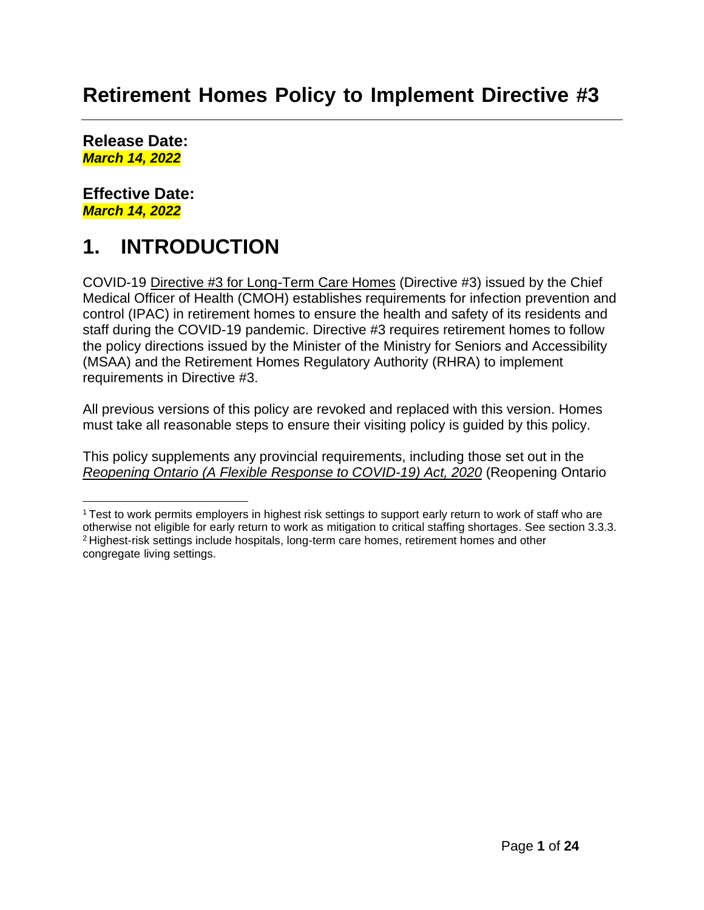# Retirement Homes Policy to Implement Directive #3

**Release Date:**
***March 14, 2022***

**Effective Date:**
***March 14, 2022***

# 1. INTRODUCTION

COVID-19 Directive #3 for Long-Term Care Homes (Directive #3) issued by the Chief Medical Officer of Health (CMOH) establishes requirements for infection prevention and control (IPAC) in retirement homes to ensure the health and safety of its residents and staff during the COVID-19 pandemic. Directive #3 requires retirement homes to follow the policy directions issued by the Minister of the Ministry for Seniors and Accessibility (MSAA) and the Retirement Homes Regulatory Authority (RHRA) to implement requirements in Directive #3.

All previous versions of this policy are revoked and replaced with this version. Homes must take all reasonable steps to ensure their visiting policy is guided by this policy.

This policy supplements any provincial requirements, including those set out in the *Reopening Ontario (A Flexible Response to COVID-19) Act, 2020* (Reopening Ontario

---

[1] Test to work permits employers in highest risk settings to support early return to work of staff who are otherwise not eligible for early return to work as mitigation to critical staffing shortages. See section 3.3.3.
[2] Highest-risk settings include hospitals, long-term care homes, retirement homes and other congregate living settings.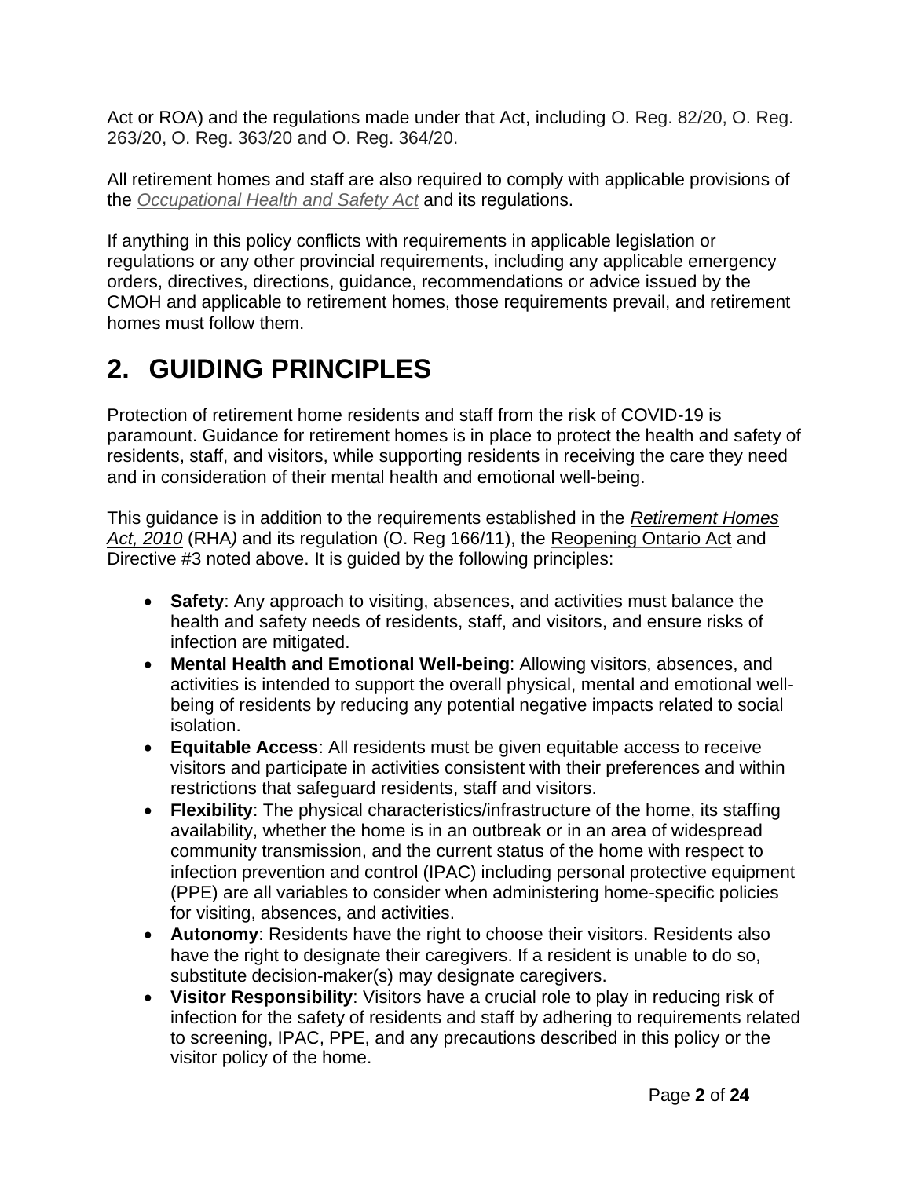Act or ROA) and the regulations made under that Act, including O. Reg. 82/20, O. Reg. 263/20, O. Reg. 363/20 and O. Reg. 364/20.

All retirement homes and staff are also required to comply with applicable provisions of the *Occupational Health and Safety Act* and its regulations.

If anything in this policy conflicts with requirements in applicable legislation or regulations or any other provincial requirements, including any applicable emergency orders, directives, directions, guidance, recommendations or advice issued by the CMOH and applicable to retirement homes, those requirements prevail, and retirement homes must follow them.

## 2. GUIDING PRINCIPLES

Protection of retirement home residents and staff from the risk of COVID-19 is paramount. Guidance for retirement homes is in place to protect the health and safety of residents, staff, and visitors, while supporting residents in receiving the care they need and in consideration of their mental health and emotional well-being.

This guidance is in addition to the requirements established in the *Retirement Homes Act, 2010* (RHA) and its regulation (O. Reg 166/11), the Reopening Ontario Act and Directive #3 noted above. It is guided by the following principles:

- **Safety**: Any approach to visiting, absences, and activities must balance the health and safety needs of residents, staff, and visitors, and ensure risks of infection are mitigated.
- **Mental Health and Emotional Well-being**: Allowing visitors, absences, and activities is intended to support the overall physical, mental and emotional well-being of residents by reducing any potential negative impacts related to social isolation.
- **Equitable Access**: All residents must be given equitable access to receive visitors and participate in activities consistent with their preferences and within restrictions that safeguard residents, staff and visitors.
- **Flexibility**: The physical characteristics/infrastructure of the home, its staffing availability, whether the home is in an outbreak or in an area of widespread community transmission, and the current status of the home with respect to infection prevention and control (IPAC) including personal protective equipment (PPE) are all variables to consider when administering home-specific policies for visiting, absences, and activities.
- **Autonomy**: Residents have the right to choose their visitors. Residents also have the right to designate their caregivers. If a resident is unable to do so, substitute decision-maker(s) may designate caregivers.
- **Visitor Responsibility**: Visitors have a crucial role to play in reducing risk of infection for the safety of residents and staff by adhering to requirements related to screening, IPAC, PPE, and any precautions described in this policy or the visitor policy of the home.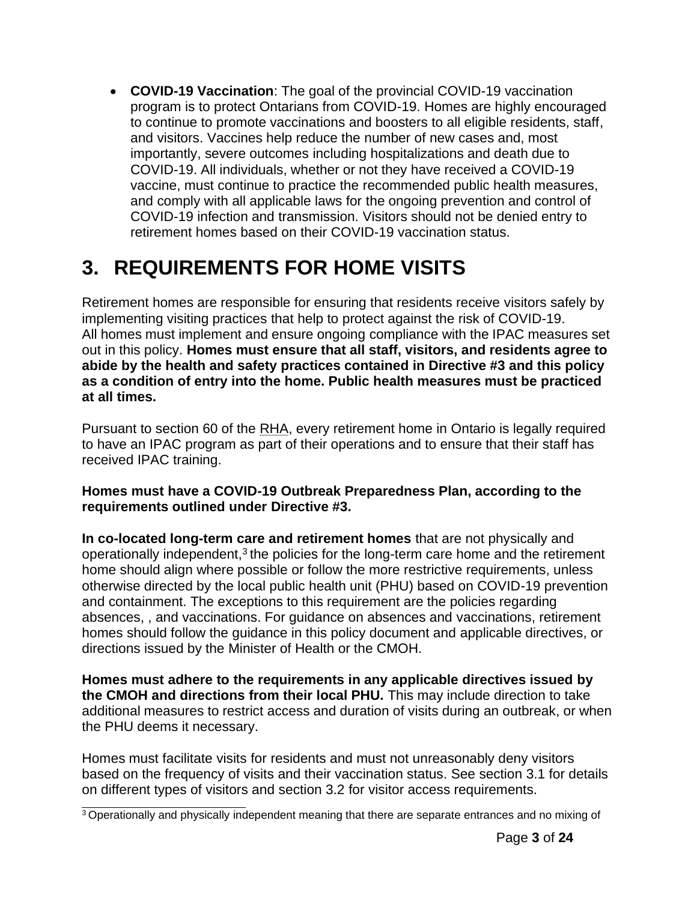- **COVID-19 Vaccination**: The goal of the provincial COVID-19 vaccination program is to protect Ontarians from COVID-19. Homes are highly encouraged to continue to promote vaccinations and boosters to all eligible residents, staff, and visitors. Vaccines help reduce the number of new cases and, most importantly, severe outcomes including hospitalizations and death due to COVID-19. All individuals, whether or not they have received a COVID-19 vaccine, must continue to practice the recommended public health measures, and comply with all applicable laws for the ongoing prevention and control of COVID-19 infection and transmission. Visitors should not be denied entry to retirement homes based on their COVID-19 vaccination status.

# 3. REQUIREMENTS FOR HOME VISITS

Retirement homes are responsible for ensuring that residents receive visitors safely by implementing visiting practices that help to protect against the risk of COVID-19. All homes must implement and ensure ongoing compliance with the IPAC measures set out in this policy. **Homes must ensure that all staff, visitors, and residents agree to abide by the health and safety practices contained in Directive #3 and this policy as a condition of entry into the home. Public health measures must be practiced at all times.**

Pursuant to section 60 of the RHA, every retirement home in Ontario is legally required to have an IPAC program as part of their operations and to ensure that their staff has received IPAC training.

**Homes must have a COVID-19 Outbreak Preparedness Plan, according to the requirements outlined under Directive #3.**

**In co-located long-term care and retirement homes** that are not physically and operationally independent,[3] the policies for the long-term care home and the retirement home should align where possible or follow the more restrictive requirements, unless otherwise directed by the local public health unit (PHU) based on COVID-19 prevention and containment. The exceptions to this requirement are the policies regarding absences, , and vaccinations. For guidance on absences and vaccinations, retirement homes should follow the guidance in this policy document and applicable directives, or directions issued by the Minister of Health or the CMOH.

**Homes must adhere to the requirements in any applicable directives issued by the CMOH and directions from their local PHU.** This may include direction to take additional measures to restrict access and duration of visits during an outbreak, or when the PHU deems it necessary.

Homes must facilitate visits for residents and must not unreasonably deny visitors based on the frequency of visits and their vaccination status. See section 3.1 for details on different types of visitors and section 3.2 for visitor access requirements.

[3] Operationally and physically independent meaning that there are separate entrances and no mixing of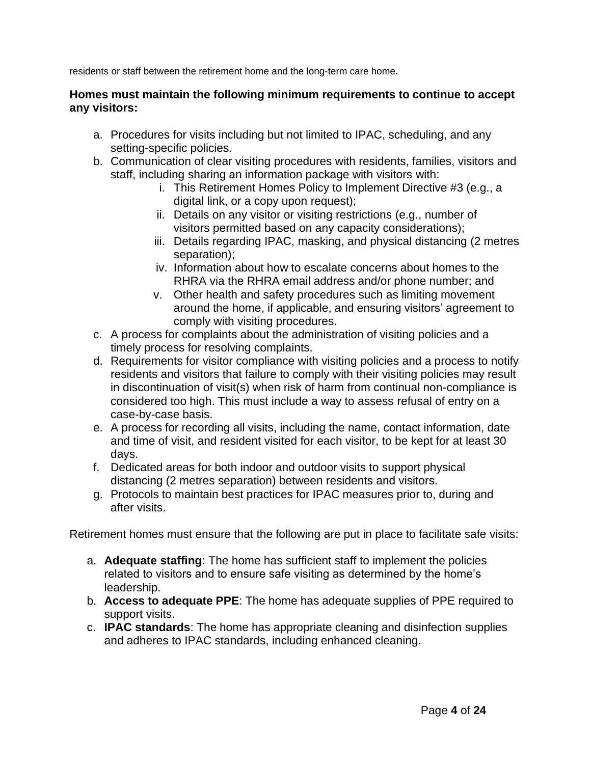residents or staff between the retirement home and the long-term care home.

**Homes must maintain the following minimum requirements to continue to accept any visitors:**

a. Procedures for visits including but not limited to IPAC, scheduling, and any setting-specific policies.
b. Communication of clear visiting procedures with residents, families, visitors and staff, including sharing an information package with visitors with:
    i. This Retirement Homes Policy to Implement Directive #3 (e.g., a digital link, or a copy upon request);
    ii. Details on any visitor or visiting restrictions (e.g., number of visitors permitted based on any capacity considerations);
    iii. Details regarding IPAC, masking, and physical distancing (2 metres separation);
    iv. Information about how to escalate concerns about homes to the RHRA via the RHRA email address and/or phone number; and
    v. Other health and safety procedures such as limiting movement around the home, if applicable, and ensuring visitors' agreement to comply with visiting procedures.
c. A process for complaints about the administration of visiting policies and a timely process for resolving complaints.
d. Requirements for visitor compliance with visiting policies and a process to notify residents and visitors that failure to comply with their visiting policies may result in discontinuation of visit(s) when risk of harm from continual non-compliance is considered too high. This must include a way to assess refusal of entry on a case-by-case basis.
e. A process for recording all visits, including the name, contact information, date and time of visit, and resident visited for each visitor, to be kept for at least 30 days.
f. Dedicated areas for both indoor and outdoor visits to support physical distancing (2 metres separation) between residents and visitors.
g. Protocols to maintain best practices for IPAC measures prior to, during and after visits.

Retirement homes must ensure that the following are put in place to facilitate safe visits:

a. **Adequate staffing**: The home has sufficient staff to implement the policies related to visitors and to ensure safe visiting as determined by the home's leadership.
b. **Access to adequate PPE**: The home has adequate supplies of PPE required to support visits.
c. **IPAC standards**: The home has appropriate cleaning and disinfection supplies and adheres to IPAC standards, including enhanced cleaning.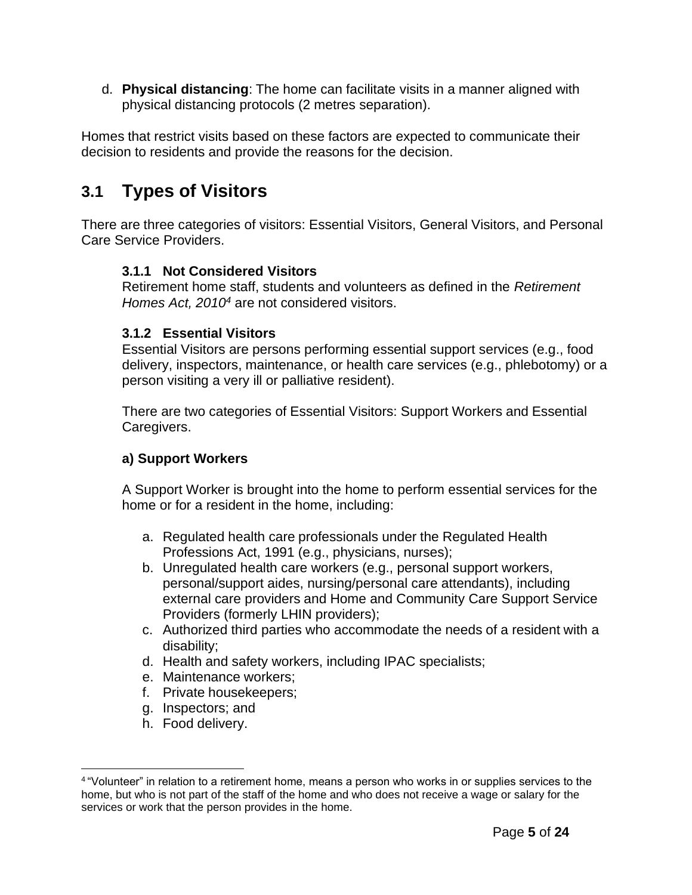d. **Physical distancing**: The home can facilitate visits in a manner aligned with physical distancing protocols (2 metres separation).

Homes that restrict visits based on these factors are expected to communicate their decision to residents and provide the reasons for the decision.

## 3.1 Types of Visitors

There are three categories of visitors: Essential Visitors, General Visitors, and Personal Care Service Providers.

### 3.1.1 Not Considered Visitors

Retirement home staff, students and volunteers as defined in the *Retirement Homes Act, 2010*[4] are not considered visitors.

### 3.1.2 Essential Visitors

Essential Visitors are persons performing essential support services (e.g., food delivery, inspectors, maintenance, or health care services (e.g., phlebotomy) or a person visiting a very ill or palliative resident).

There are two categories of Essential Visitors: Support Workers and Essential Caregivers.

**a) Support Workers**

A Support Worker is brought into the home to perform essential services for the home or for a resident in the home, including:

a. Regulated health care professionals under the Regulated Health Professions Act, 1991 (e.g., physicians, nurses);
b. Unregulated health care workers (e.g., personal support workers, personal/support aides, nursing/personal care attendants), including external care providers and Home and Community Care Support Service Providers (formerly LHIN providers);
c. Authorized third parties who accommodate the needs of a resident with a disability;
d. Health and safety workers, including IPAC specialists;
e. Maintenance workers;
f. Private housekeepers;
g. Inspectors; and
h. Food delivery.

---

[4] "Volunteer" in relation to a retirement home, means a person who works in or supplies services to the home, but who is not part of the staff of the home and who does not receive a wage or salary for the services or work that the person provides in the home.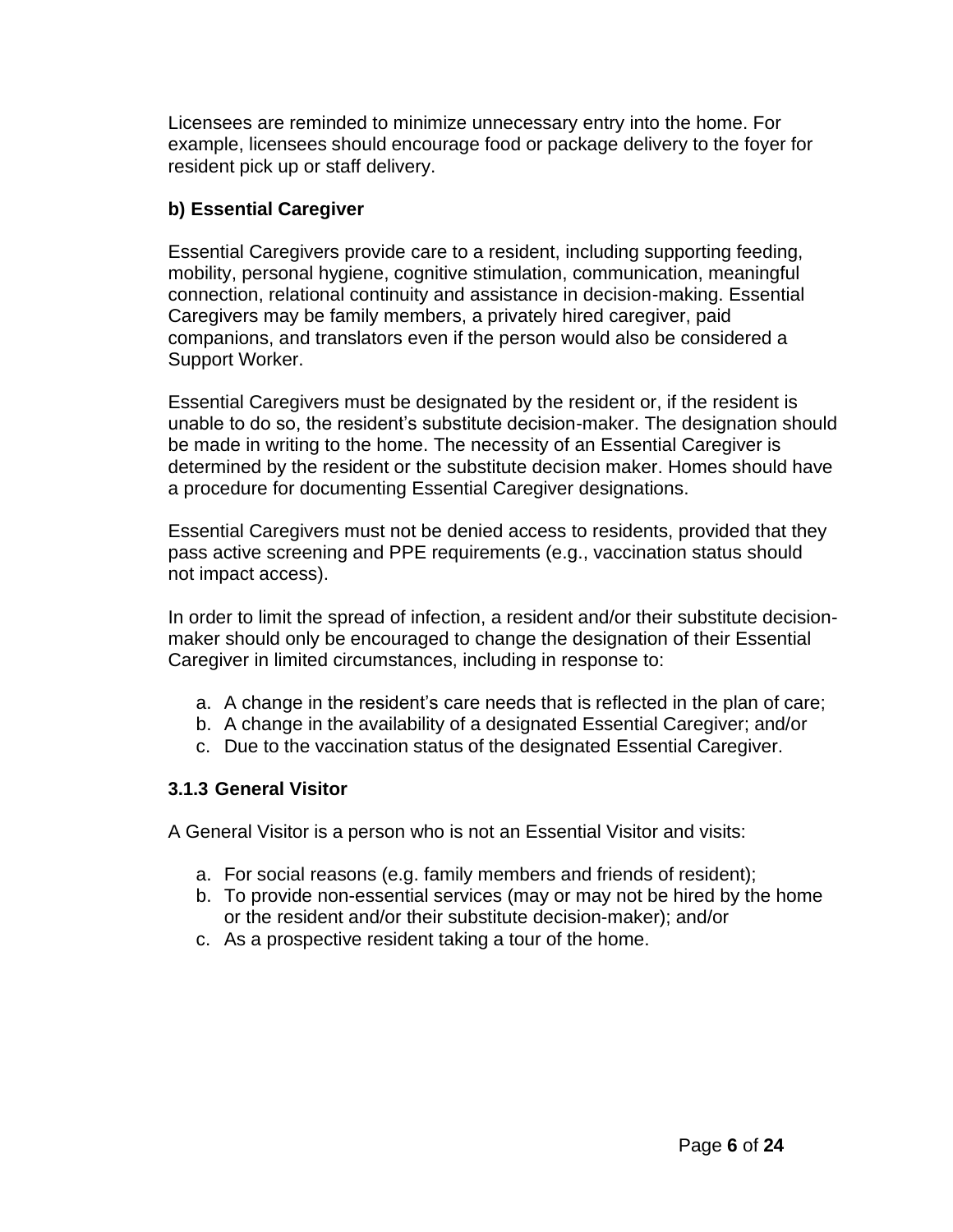Licensees are reminded to minimize unnecessary entry into the home. For example, licensees should encourage food or package delivery to the foyer for resident pick up or staff delivery.

#### b) Essential Caregiver

Essential Caregivers provide care to a resident, including supporting feeding, mobility, personal hygiene, cognitive stimulation, communication, meaningful connection, relational continuity and assistance in decision-making. Essential Caregivers may be family members, a privately hired caregiver, paid companions, and translators even if the person would also be considered a Support Worker.

Essential Caregivers must be designated by the resident or, if the resident is unable to do so, the resident's substitute decision-maker. The designation should be made in writing to the home. The necessity of an Essential Caregiver is determined by the resident or the substitute decision maker. Homes should have a procedure for documenting Essential Caregiver designations.

Essential Caregivers must not be denied access to residents, provided that they pass active screening and PPE requirements (e.g., vaccination status should not impact access).

In order to limit the spread of infection, a resident and/or their substitute decision-maker should only be encouraged to change the designation of their Essential Caregiver in limited circumstances, including in response to:

a. A change in the resident's care needs that is reflected in the plan of care;
b. A change in the availability of a designated Essential Caregiver; and/or
c. Due to the vaccination status of the designated Essential Caregiver.

### 3.1.3 General Visitor

A General Visitor is a person who is not an Essential Visitor and visits:

a. For social reasons (e.g. family members and friends of resident);
b. To provide non-essential services (may or may not be hired by the home or the resident and/or their substitute decision-maker); and/or
c. As a prospective resident taking a tour of the home.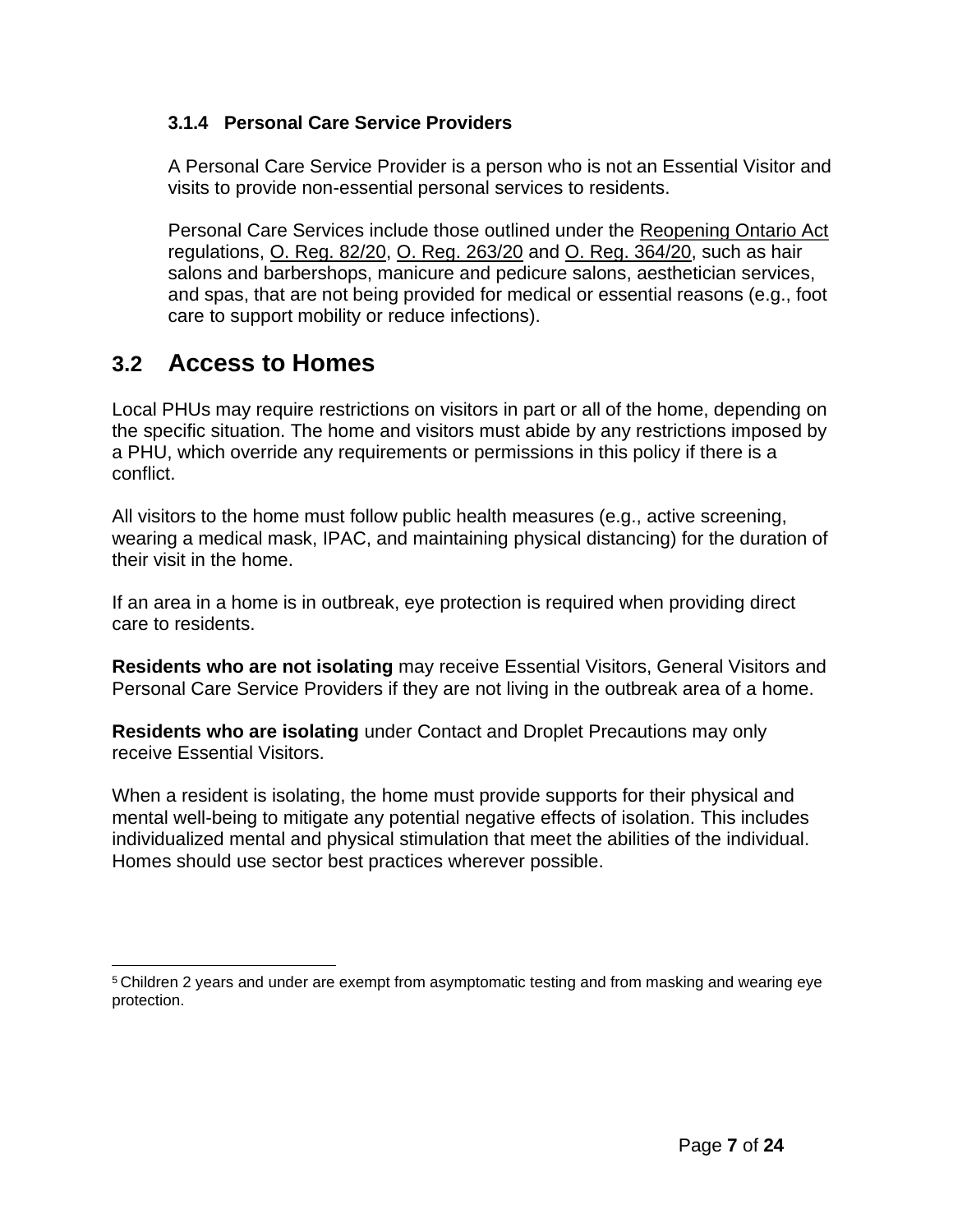### 3.1.4 Personal Care Service Providers

A Personal Care Service Provider is a person who is not an Essential Visitor and visits to provide non-essential personal services to residents.

Personal Care Services include those outlined under the Reopening Ontario Act regulations, O. Reg. 82/20, O. Reg. 263/20 and O. Reg. 364/20, such as hair salons and barbershops, manicure and pedicure salons, aesthetician services, and spas, that are not being provided for medical or essential reasons (e.g., foot care to support mobility or reduce infections).

## 3.2 Access to Homes

Local PHUs may require restrictions on visitors in part or all of the home, depending on the specific situation. The home and visitors must abide by any restrictions imposed by a PHU, which override any requirements or permissions in this policy if there is a conflict.

All visitors to the home must follow public health measures (e.g., active screening, wearing a medical mask, IPAC, and maintaining physical distancing) for the duration of their visit in the home.

If an area in a home is in outbreak, eye protection is required when providing direct care to residents.

**Residents who are not isolating** may receive Essential Visitors, General Visitors and Personal Care Service Providers if they are not living in the outbreak area of a home.

**Residents who are isolating** under Contact and Droplet Precautions may only receive Essential Visitors.

When a resident is isolating, the home must provide supports for their physical and mental well-being to mitigate any potential negative effects of isolation. This includes individualized mental and physical stimulation that meet the abilities of the individual. Homes should use sector best practices wherever possible.

---

[5] Children 2 years and under are exempt from asymptomatic testing and from masking and wearing eye protection.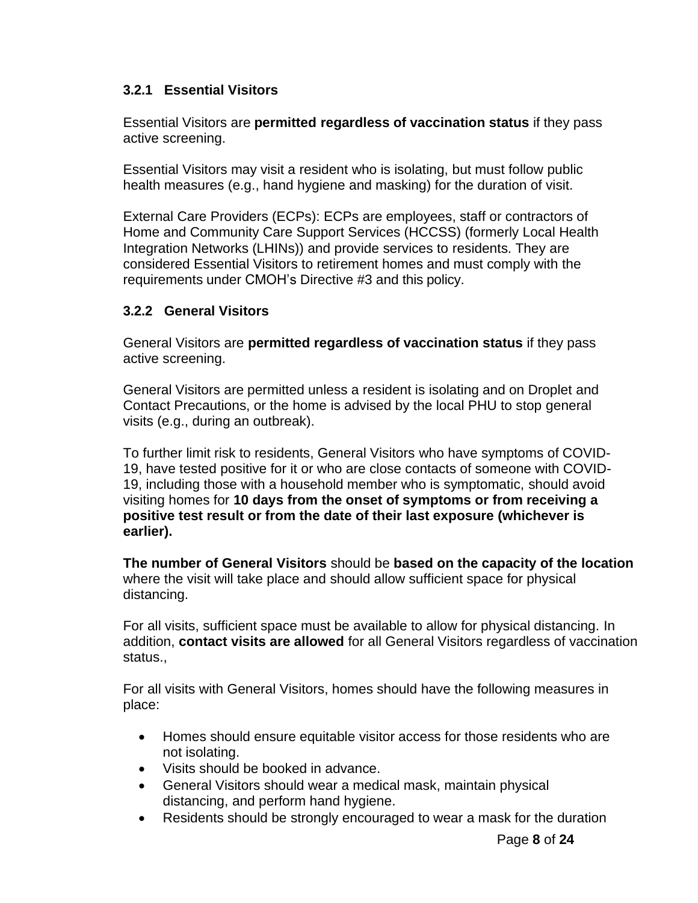### 3.2.1 Essential Visitors

Essential Visitors are **permitted regardless of vaccination status** if they pass active screening.

Essential Visitors may visit a resident who is isolating, but must follow public health measures (e.g., hand hygiene and masking) for the duration of visit.

External Care Providers (ECPs): ECPs are employees, staff or contractors of Home and Community Care Support Services (HCCSS) (formerly Local Health Integration Networks (LHINs)) and provide services to residents. They are considered Essential Visitors to retirement homes and must comply with the requirements under CMOH's Directive #3 and this policy.

### 3.2.2 General Visitors

General Visitors are **permitted regardless of vaccination status** if they pass active screening.

General Visitors are permitted unless a resident is isolating and on Droplet and Contact Precautions, or the home is advised by the local PHU to stop general visits (e.g., during an outbreak).

To further limit risk to residents, General Visitors who have symptoms of COVID-19, have tested positive for it or who are close contacts of someone with COVID-19, including those with a household member who is symptomatic, should avoid visiting homes for **10 days from the onset of symptoms or from receiving a positive test result or from the date of their last exposure (whichever is earlier).**

**The number of General Visitors** should be **based on the capacity of the location** where the visit will take place and should allow sufficient space for physical distancing.

For all visits, sufficient space must be available to allow for physical distancing. In addition, **contact visits are allowed** for all General Visitors regardless of vaccination status.,

For all visits with General Visitors, homes should have the following measures in place:

- Homes should ensure equitable visitor access for those residents who are not isolating.
- Visits should be booked in advance.
- General Visitors should wear a medical mask, maintain physical distancing, and perform hand hygiene.
- Residents should be strongly encouraged to wear a mask for the duration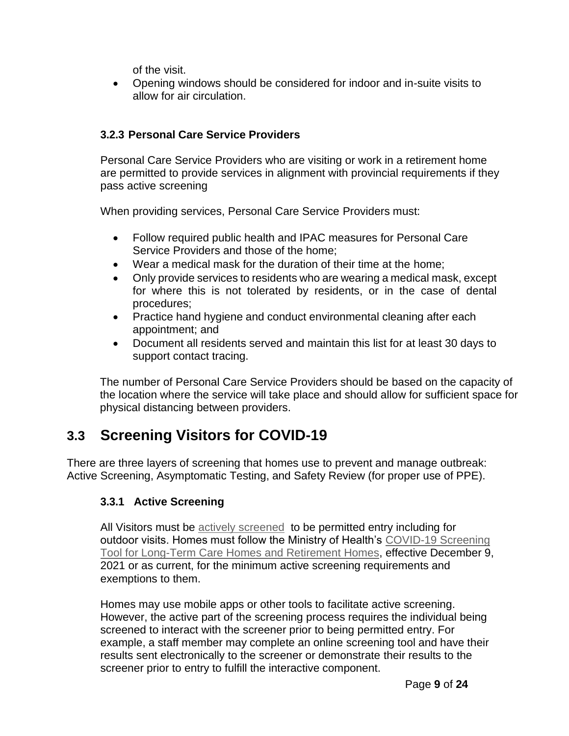of the visit.

- Opening windows should be considered for indoor and in-suite visits to allow for air circulation.

### 3.2.3 Personal Care Service Providers

Personal Care Service Providers who are visiting or work in a retirement home are permitted to provide services in alignment with provincial requirements if they pass active screening

When providing services, Personal Care Service Providers must:

- Follow required public health and IPAC measures for Personal Care Service Providers and those of the home;
- Wear a medical mask for the duration of their time at the home;
- Only provide services to residents who are wearing a medical mask, except for where this is not tolerated by residents, or in the case of dental procedures;
- Practice hand hygiene and conduct environmental cleaning after each appointment; and
- Document all residents served and maintain this list for at least 30 days to support contact tracing.

The number of Personal Care Service Providers should be based on the capacity of the location where the service will take place and should allow for sufficient space for physical distancing between providers.

## 3.3 Screening Visitors for COVID-19

There are three layers of screening that homes use to prevent and manage outbreak: Active Screening, Asymptomatic Testing, and Safety Review (for proper use of PPE).

### 3.3.1 Active Screening

All Visitors must be actively screened to be permitted entry including for outdoor visits. Homes must follow the Ministry of Health's COVID-19 Screening Tool for Long-Term Care Homes and Retirement Homes, effective December 9, 2021 or as current, for the minimum active screening requirements and exemptions to them.

Homes may use mobile apps or other tools to facilitate active screening. However, the active part of the screening process requires the individual being screened to interact with the screener prior to being permitted entry. For example, a staff member may complete an online screening tool and have their results sent electronically to the screener or demonstrate their results to the screener prior to entry to fulfill the interactive component.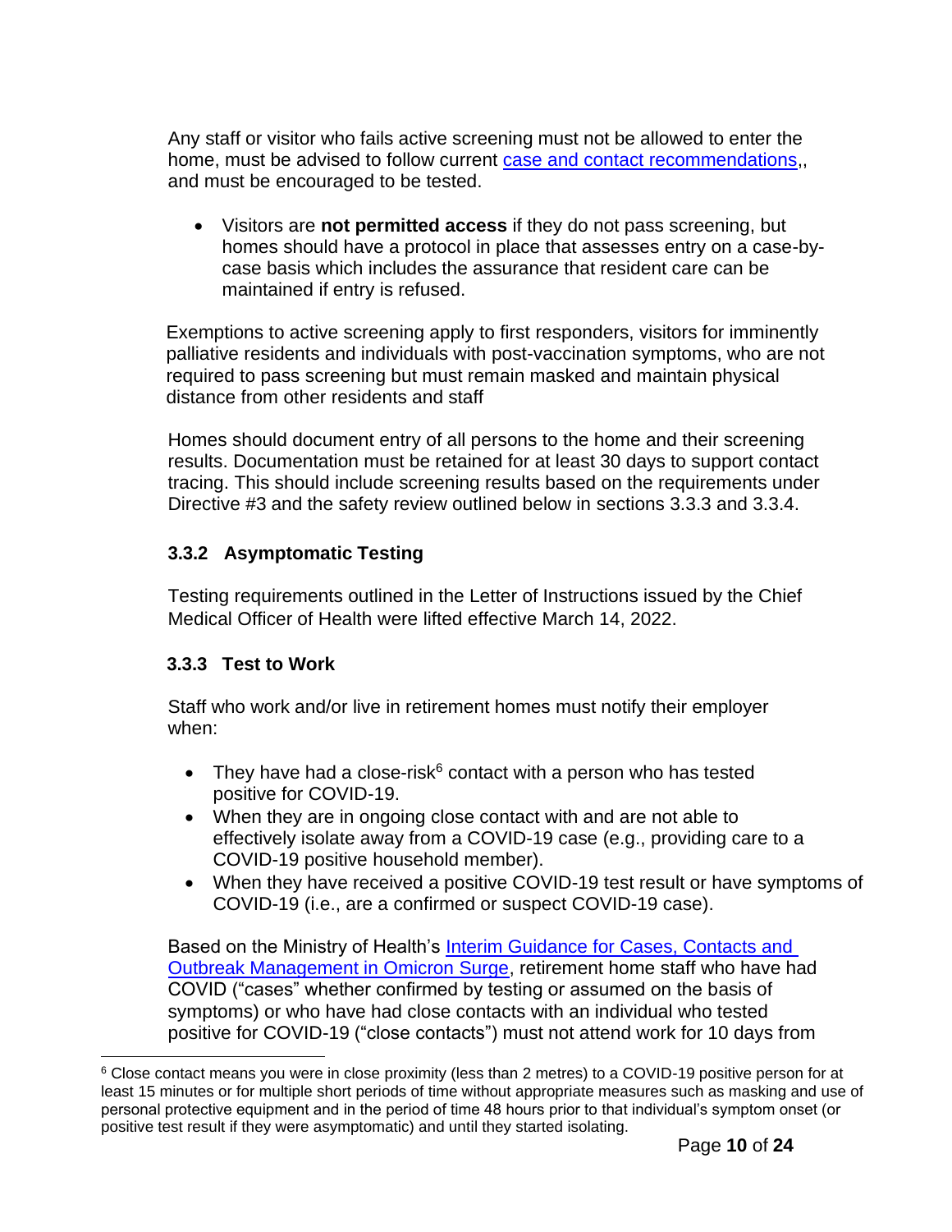Any staff or visitor who fails active screening must not be allowed to enter the home, must be advised to follow current [case and contact recommendations](),, and must be encouraged to be tested.

- Visitors are **not permitted access** if they do not pass screening, but homes should have a protocol in place that assesses entry on a case-by-case basis which includes the assurance that resident care can be maintained if entry is refused.

Exemptions to active screening apply to first responders, visitors for imminently palliative residents and individuals with post-vaccination symptoms, who are not required to pass screening but must remain masked and maintain physical distance from other residents and staff

Homes should document entry of all persons to the home and their screening results. Documentation must be retained for at least 30 days to support contact tracing. This should include screening results based on the requirements under Directive #3 and the safety review outlined below in sections 3.3.3 and 3.3.4.

### 3.3.2 Asymptomatic Testing

Testing requirements outlined in the Letter of Instructions issued by the Chief Medical Officer of Health were lifted effective March 14, 2022.

### 3.3.3 Test to Work

Staff who work and/or live in retirement homes must notify their employer when:

- They have had a close-risk[6] contact with a person who has tested positive for COVID-19.
- When they are in ongoing close contact with and are not able to effectively isolate away from a COVID-19 case (e.g., providing care to a COVID-19 positive household member).
- When they have received a positive COVID-19 test result or have symptoms of COVID-19 (i.e., are a confirmed or suspect COVID-19 case).

Based on the Ministry of Health's [Interim Guidance for Cases, Contacts and Outbreak Management in Omicron Surge](), retirement home staff who have had COVID ("cases" whether confirmed by testing or assumed on the basis of symptoms) or who have had close contacts with an individual who tested positive for COVID-19 ("close contacts") must not attend work for 10 days from

[6] Close contact means you were in close proximity (less than 2 metres) to a COVID-19 positive person for at least 15 minutes or for multiple short periods of time without appropriate measures such as masking and use of personal protective equipment and in the period of time 48 hours prior to that individual's symptom onset (or positive test result if they were asymptomatic) and until they started isolating.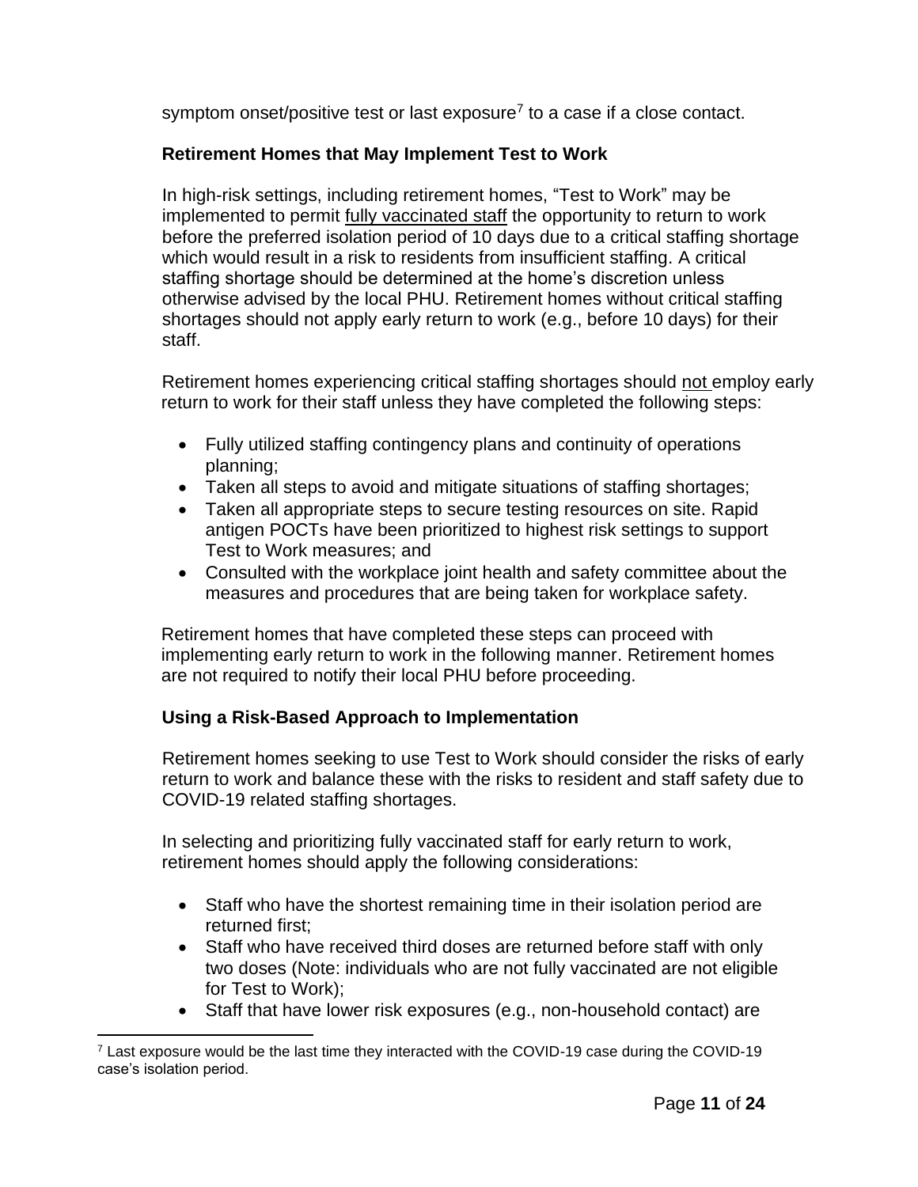symptom onset/positive test or last exposure[7] to a case if a close contact.

### Retirement Homes that May Implement Test to Work

In high-risk settings, including retirement homes, "Test to Work" may be implemented to permit fully vaccinated staff the opportunity to return to work before the preferred isolation period of 10 days due to a critical staffing shortage which would result in a risk to residents from insufficient staffing. A critical staffing shortage should be determined at the home's discretion unless otherwise advised by the local PHU. Retirement homes without critical staffing shortages should not apply early return to work (e.g., before 10 days) for their staff.

Retirement homes experiencing critical staffing shortages should not employ early return to work for their staff unless they have completed the following steps:

- Fully utilized staffing contingency plans and continuity of operations planning;
- Taken all steps to avoid and mitigate situations of staffing shortages;
- Taken all appropriate steps to secure testing resources on site. Rapid antigen POCTs have been prioritized to highest risk settings to support Test to Work measures; and
- Consulted with the workplace joint health and safety committee about the measures and procedures that are being taken for workplace safety.

Retirement homes that have completed these steps can proceed with implementing early return to work in the following manner. Retirement homes are not required to notify their local PHU before proceeding.

### Using a Risk-Based Approach to Implementation

Retirement homes seeking to use Test to Work should consider the risks of early return to work and balance these with the risks to resident and staff safety due to COVID-19 related staffing shortages.

In selecting and prioritizing fully vaccinated staff for early return to work, retirement homes should apply the following considerations:

- Staff who have the shortest remaining time in their isolation period are returned first;
- Staff who have received third doses are returned before staff with only two doses (Note: individuals who are not fully vaccinated are not eligible for Test to Work);
- Staff that have lower risk exposures (e.g., non-household contact) are

[7] Last exposure would be the last time they interacted with the COVID-19 case during the COVID-19 case's isolation period.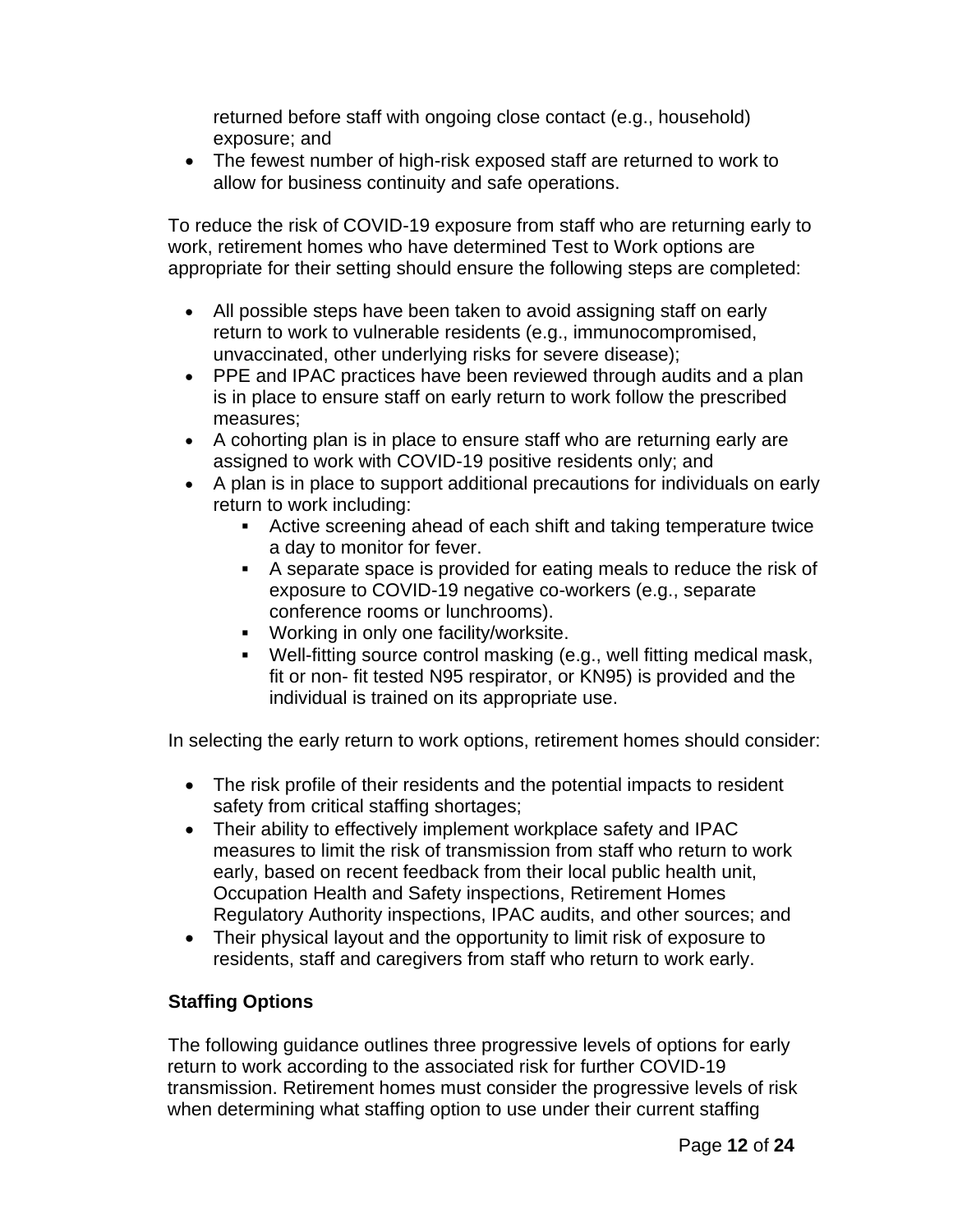returned before staff with ongoing close contact (e.g., household) exposure; and

- The fewest number of high-risk exposed staff are returned to work to allow for business continuity and safe operations.

To reduce the risk of COVID-19 exposure from staff who are returning early to work, retirement homes who have determined Test to Work options are appropriate for their setting should ensure the following steps are completed:

- All possible steps have been taken to avoid assigning staff on early return to work to vulnerable residents (e.g., immunocompromised, unvaccinated, other underlying risks for severe disease);
- PPE and IPAC practices have been reviewed through audits and a plan is in place to ensure staff on early return to work follow the prescribed measures;
- A cohorting plan is in place to ensure staff who are returning early are assigned to work with COVID-19 positive residents only; and
- A plan is in place to support additional precautions for individuals on early return to work including:
  - Active screening ahead of each shift and taking temperature twice a day to monitor for fever.
  - A separate space is provided for eating meals to reduce the risk of exposure to COVID-19 negative co-workers (e.g., separate conference rooms or lunchrooms).
  - Working in only one facility/worksite.
  - Well-fitting source control masking (e.g., well fitting medical mask, fit or non- fit tested N95 respirator, or KN95) is provided and the individual is trained on its appropriate use.

In selecting the early return to work options, retirement homes should consider:

- The risk profile of their residents and the potential impacts to resident safety from critical staffing shortages;
- Their ability to effectively implement workplace safety and IPAC measures to limit the risk of transmission from staff who return to work early, based on recent feedback from their local public health unit, Occupation Health and Safety inspections, Retirement Homes Regulatory Authority inspections, IPAC audits, and other sources; and
- Their physical layout and the opportunity to limit risk of exposure to residents, staff and caregivers from staff who return to work early.

### Staffing Options

The following guidance outlines three progressive levels of options for early return to work according to the associated risk for further COVID-19 transmission. Retirement homes must consider the progressive levels of risk when determining what staffing option to use under their current staffing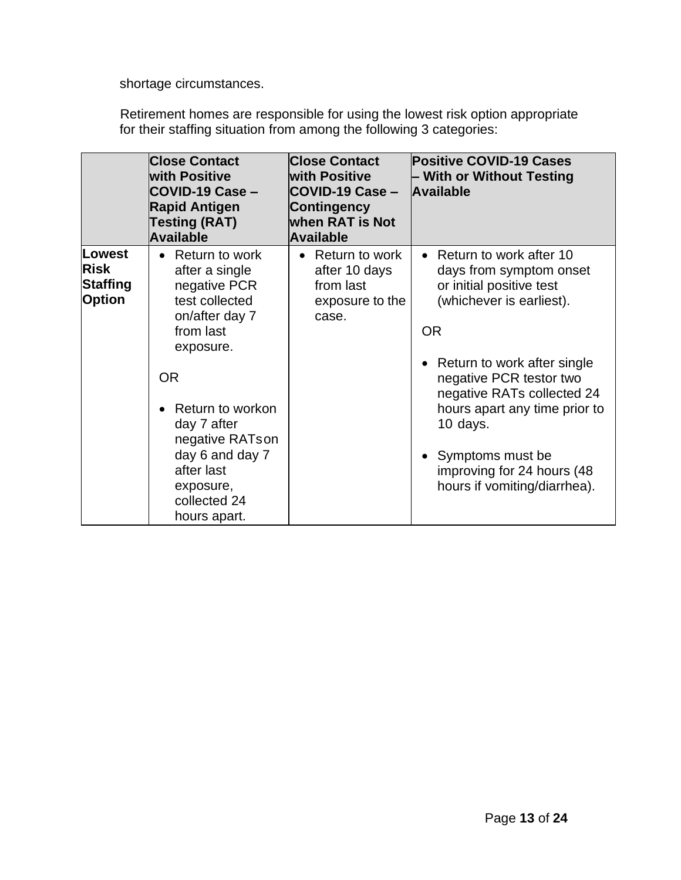shortage circumstances.

Retirement homes are responsible for using the lowest risk option appropriate for their staffing situation from among the following 3 categories:

| | Close Contact with Positive COVID-19 Case – Rapid Antigen Testing (RAT) Available | Close Contact with Positive COVID-19 Case – Contingency when RAT is Not Available | Positive COVID-19 Cases – With or Without Testing Available |
|---|---|---|---|
| **Lowest Risk Staffing Option** | • Return to work after a single negative PCR test collected on/after day 7 from last exposure.<br><br>OR<br><br>• Return to workon day 7 after negative RATson day 6 and day 7 after last exposure, collected 24 hours apart. | • Return to work after 10 days from last exposure to the case. | • Return to work after 10 days from symptom onset or initial positive test (whichever is earliest).<br><br>OR<br><br>• Return to work after single negative PCR testor two negative RATs collected 24 hours apart any time prior to 10 days.<br><br>• Symptoms must be improving for 24 hours (48 hours if vomiting/diarrhea). |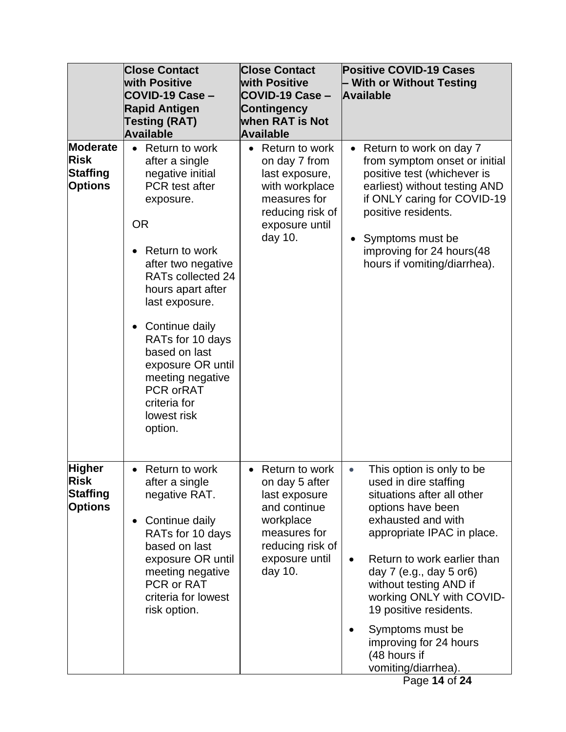| | Close Contact with Positive COVID-19 Case – Rapid Antigen Testing (RAT) Available | Close Contact with Positive COVID-19 Case – Contingency when RAT is Not Available | Positive COVID-19 Cases – With or Without Testing Available |
|---|---|---|---|
| **Moderate Risk Staffing Options** | • Return to work after a single negative initial PCR test after exposure.<br><br>OR<br><br>• Return to work after two negative RATs collected 24 hours apart after last exposure.<br><br>• Continue daily RATs for 10 days based on last exposure OR until meeting negative PCR orRAT criteria for lowest risk option. | • Return to work on day 7 from last exposure, with workplace measures for reducing risk of exposure until day 10. | • Return to work on day 7 from symptom onset or initial positive test (whichever is earliest) without testing AND if ONLY caring for COVID-19 positive residents.<br><br>• Symptoms must be improving for 24 hours(48 hours if vomiting/diarrhea). |
| **Higher Risk Staffing Options** | • Return to work after a single negative RAT.<br><br>• Continue daily RATs for 10 days based on last exposure OR until meeting negative PCR or RAT criteria for lowest risk option. | • Return to work on day 5 after last exposure and continue workplace measures for reducing risk of exposure until day 10. | • This option is only to be used in dire staffing situations after all other options have been exhausted and with appropriate IPAC in place.<br><br>• Return to work earlier than day 7 (e.g., day 5 or6) without testing AND if working ONLY with COVID-19 positive residents.<br><br>• Symptoms must be improving for 24 hours (48 hours if vomiting/diarrhea). |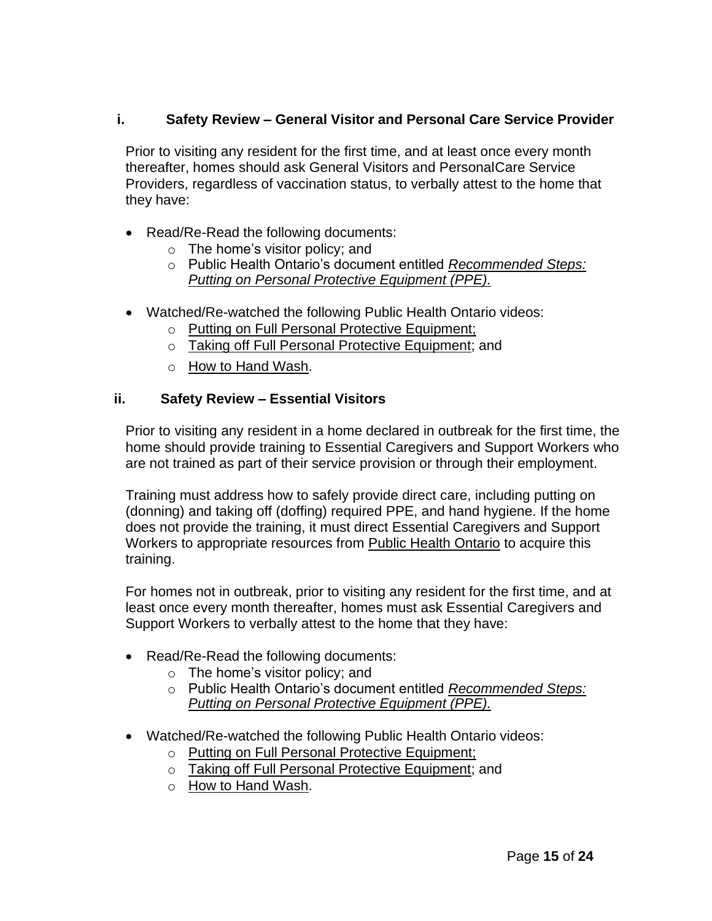### i. Safety Review – General Visitor and Personal Care Service Provider

Prior to visiting any resident for the first time, and at least once every month thereafter, homes should ask General Visitors and PersonalCare Service Providers, regardless of vaccination status, to verbally attest to the home that they have:

- Read/Re-Read the following documents:
  - The home's visitor policy; and
  - Public Health Ontario's document entitled *Recommended Steps: Putting on Personal Protective Equipment (PPE).*
- Watched/Re-watched the following Public Health Ontario videos:
  - Putting on Full Personal Protective Equipment;
  - Taking off Full Personal Protective Equipment; and
  - How to Hand Wash.

### ii. Safety Review – Essential Visitors

Prior to visiting any resident in a home declared in outbreak for the first time, the home should provide training to Essential Caregivers and Support Workers who are not trained as part of their service provision or through their employment.

Training must address how to safely provide direct care, including putting on (donning) and taking off (doffing) required PPE, and hand hygiene. If the home does not provide the training, it must direct Essential Caregivers and Support Workers to appropriate resources from Public Health Ontario to acquire this training.

For homes not in outbreak, prior to visiting any resident for the first time, and at least once every month thereafter, homes must ask Essential Caregivers and Support Workers to verbally attest to the home that they have:

- Read/Re-Read the following documents:
  - The home's visitor policy; and
  - Public Health Ontario's document entitled *Recommended Steps: Putting on Personal Protective Equipment (PPE).*
- Watched/Re-watched the following Public Health Ontario videos:
  - Putting on Full Personal Protective Equipment;
  - Taking off Full Personal Protective Equipment; and
  - How to Hand Wash.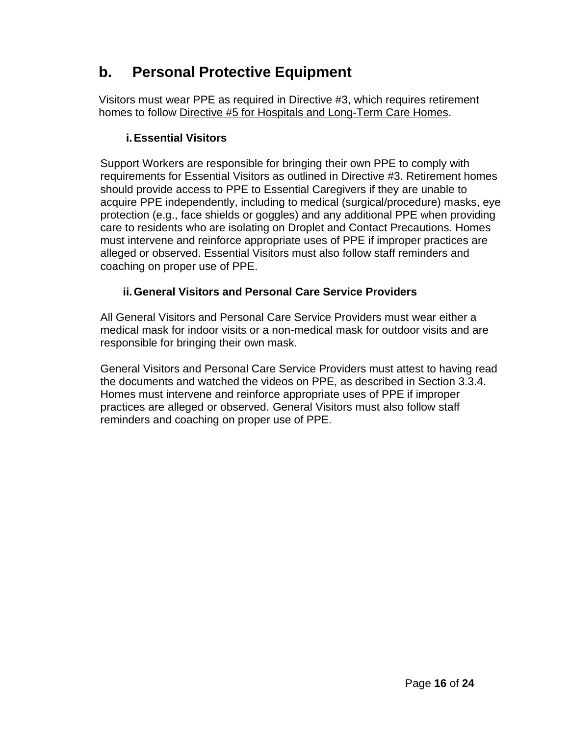## b. Personal Protective Equipment

Visitors must wear PPE as required in Directive #3, which requires retirement homes to follow Directive #5 for Hospitals and Long-Term Care Homes.

### i. Essential Visitors

Support Workers are responsible for bringing their own PPE to comply with requirements for Essential Visitors as outlined in Directive #3. Retirement homes should provide access to PPE to Essential Caregivers if they are unable to acquire PPE independently, including to medical (surgical/procedure) masks, eye protection (e.g., face shields or goggles) and any additional PPE when providing care to residents who are isolating on Droplet and Contact Precautions. Homes must intervene and reinforce appropriate uses of PPE if improper practices are alleged or observed. Essential Visitors must also follow staff reminders and coaching on proper use of PPE.

### ii. General Visitors and Personal Care Service Providers

All General Visitors and Personal Care Service Providers must wear either a medical mask for indoor visits or a non-medical mask for outdoor visits and are responsible for bringing their own mask.

General Visitors and Personal Care Service Providers must attest to having read the documents and watched the videos on PPE, as described in Section 3.3.4. Homes must intervene and reinforce appropriate uses of PPE if improper practices are alleged or observed. General Visitors must also follow staff reminders and coaching on proper use of PPE.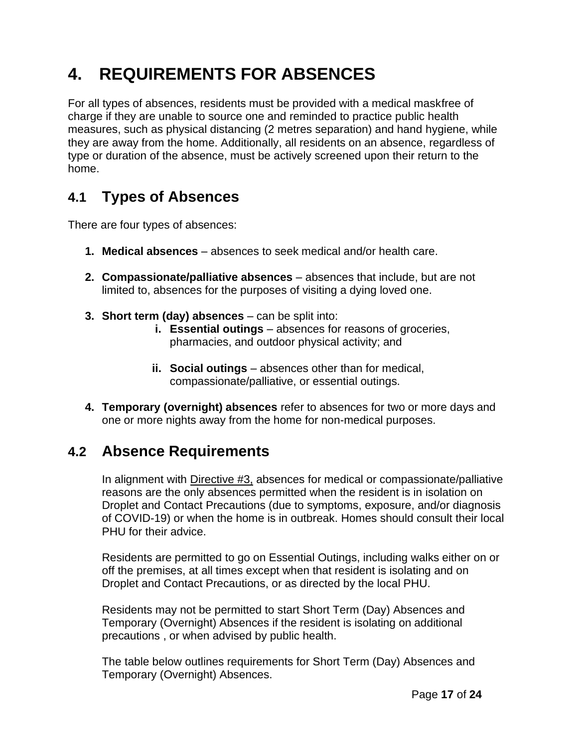# 4. REQUIREMENTS FOR ABSENCES

For all types of absences, residents must be provided with a medical maskfree of charge if they are unable to source one and reminded to practice public health measures, such as physical distancing (2 metres separation) and hand hygiene, while they are away from the home. Additionally, all residents on an absence, regardless of type or duration of the absence, must be actively screened upon their return to the home.

## 4.1 Types of Absences

There are four types of absences:

1. **Medical absences** – absences to seek medical and/or health care.

2. **Compassionate/palliative absences** – absences that include, but are not limited to, absences for the purposes of visiting a dying loved one.

3. **Short term (day) absences** – can be split into:
   i. **Essential outings** – absences for reasons of groceries, pharmacies, and outdoor physical activity; and

   ii. **Social outings** – absences other than for medical, compassionate/palliative, or essential outings.

4. **Temporary (overnight) absences** refer to absences for two or more days and one or more nights away from the home for non-medical purposes.

## 4.2 Absence Requirements

In alignment with Directive #3, absences for medical or compassionate/palliative reasons are the only absences permitted when the resident is in isolation on Droplet and Contact Precautions (due to symptoms, exposure, and/or diagnosis of COVID-19) or when the home is in outbreak. Homes should consult their local PHU for their advice.

Residents are permitted to go on Essential Outings, including walks either on or off the premises, at all times except when that resident is isolating and on Droplet and Contact Precautions, or as directed by the local PHU.

Residents may not be permitted to start Short Term (Day) Absences and Temporary (Overnight) Absences if the resident is isolating on additional precautions , or when advised by public health.

The table below outlines requirements for Short Term (Day) Absences and Temporary (Overnight) Absences.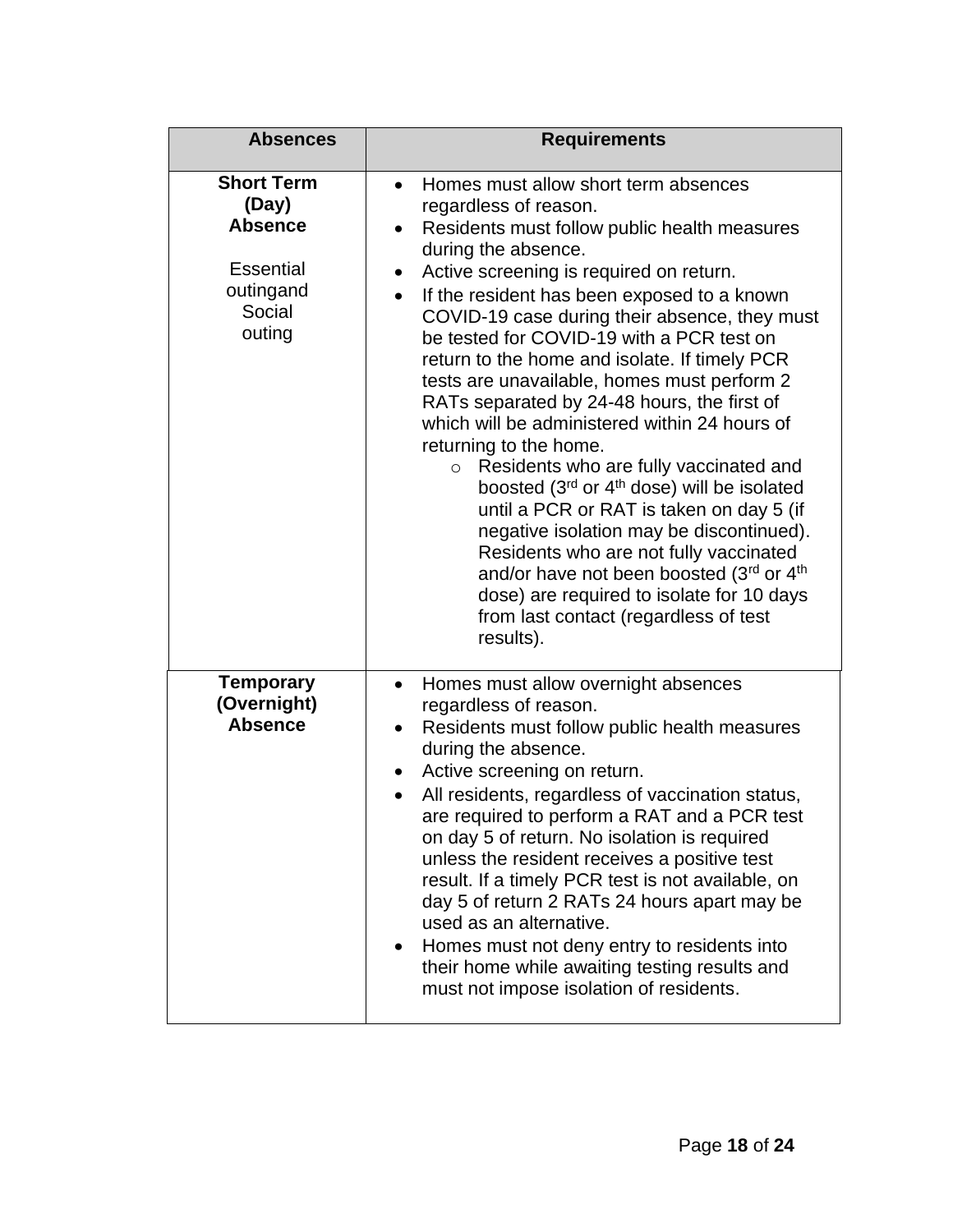| Absences | Requirements |
| --- | --- |
| **Short Term (Day) Absence**<br><br>Essential outingand Social outing | • Homes must allow short term absences regardless of reason.<br>• Residents must follow public health measures during the absence.<br>• Active screening is required on return.<br>• If the resident has been exposed to a known COVID-19 case during their absence, they must be tested for COVID-19 with a PCR test on return to the home and isolate. If timely PCR tests are unavailable, homes must perform 2 RATs separated by 24-48 hours, the first of which will be administered within 24 hours of returning to the home.<br>  ○ Residents who are fully vaccinated and boosted (3rd or 4th dose) will be isolated until a PCR or RAT is taken on day 5 (if negative isolation may be discontinued). Residents who are not fully vaccinated and/or have not been boosted (3rd or 4th dose) are required to isolate for 10 days from last contact (regardless of test results). |
| **Temporary (Overnight) Absence** | • Homes must allow overnight absences regardless of reason.<br>• Residents must follow public health measures during the absence.<br>• Active screening on return.<br>• All residents, regardless of vaccination status, are required to perform a RAT and a PCR test on day 5 of return. No isolation is required unless the resident receives a positive test result. If a timely PCR test is not available, on day 5 of return 2 RATs 24 hours apart may be used as an alternative.<br>• Homes must not deny entry to residents into their home while awaiting testing results and must not impose isolation of residents. |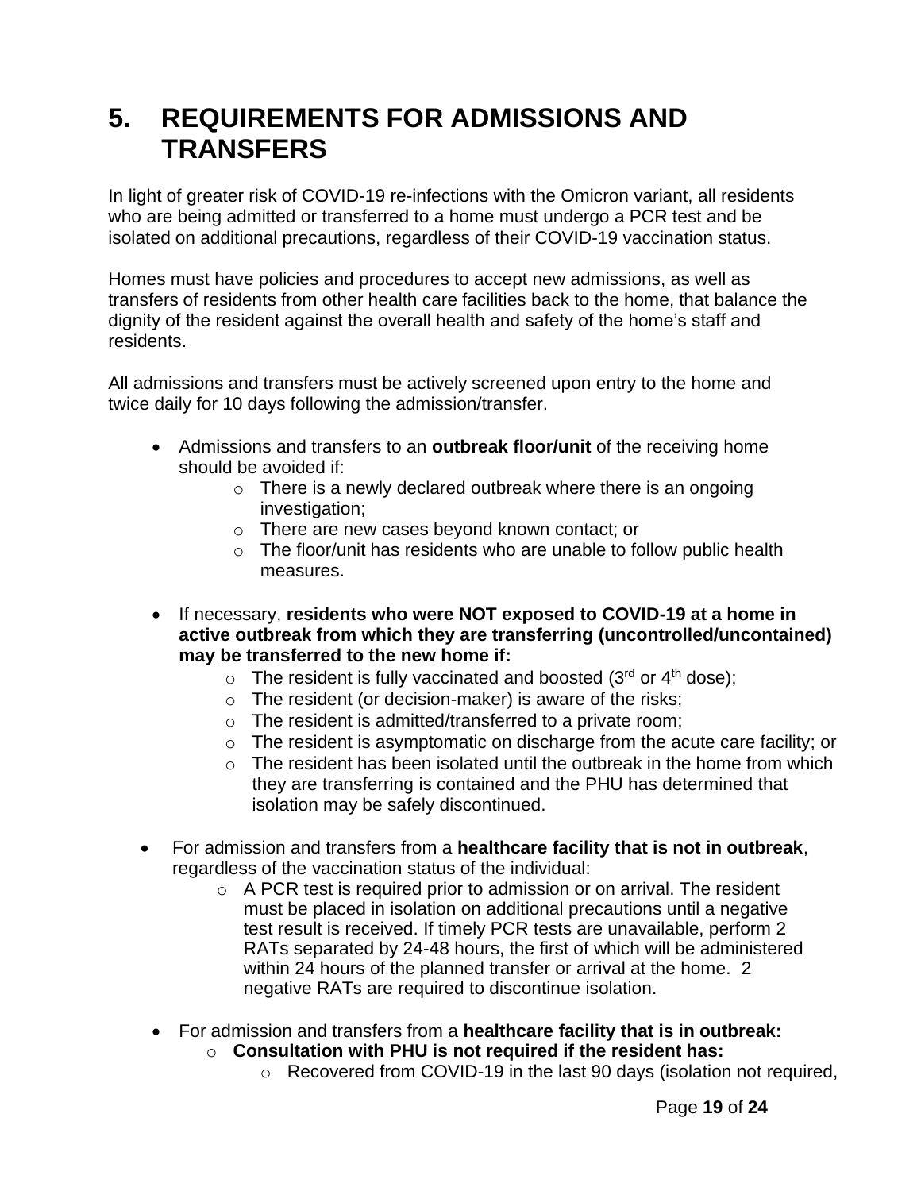# 5. REQUIREMENTS FOR ADMISSIONS AND TRANSFERS

In light of greater risk of COVID-19 re-infections with the Omicron variant, all residents who are being admitted or transferred to a home must undergo a PCR test and be isolated on additional precautions, regardless of their COVID-19 vaccination status.

Homes must have policies and procedures to accept new admissions, as well as transfers of residents from other health care facilities back to the home, that balance the dignity of the resident against the overall health and safety of the home's staff and residents.

All admissions and transfers must be actively screened upon entry to the home and twice daily for 10 days following the admission/transfer.

- Admissions and transfers to an **outbreak floor/unit** of the receiving home should be avoided if:
  - There is a newly declared outbreak where there is an ongoing investigation;
  - There are new cases beyond known contact; or
  - The floor/unit has residents who are unable to follow public health measures.

- If necessary, **residents who were NOT exposed to COVID-19 at a home in active outbreak from which they are transferring (uncontrolled/uncontained) may be transferred to the new home if:**
  - The resident is fully vaccinated and boosted (3rd or 4th dose);
  - The resident (or decision-maker) is aware of the risks;
  - The resident is admitted/transferred to a private room;
  - The resident is asymptomatic on discharge from the acute care facility; or
  - The resident has been isolated until the outbreak in the home from which they are transferring is contained and the PHU has determined that isolation may be safely discontinued.

- For admission and transfers from a **healthcare facility that is not in outbreak**, regardless of the vaccination status of the individual:
  - A PCR test is required prior to admission or on arrival. The resident must be placed in isolation on additional precautions until a negative test result is received. If timely PCR tests are unavailable, perform 2 RATs separated by 24-48 hours, the first of which will be administered within 24 hours of the planned transfer or arrival at the home. 2 negative RATs are required to discontinue isolation.

- For admission and transfers from a **healthcare facility that is in outbreak:**
  - **Consultation with PHU is not required if the resident has:**
    - Recovered from COVID-19 in the last 90 days (isolation not required,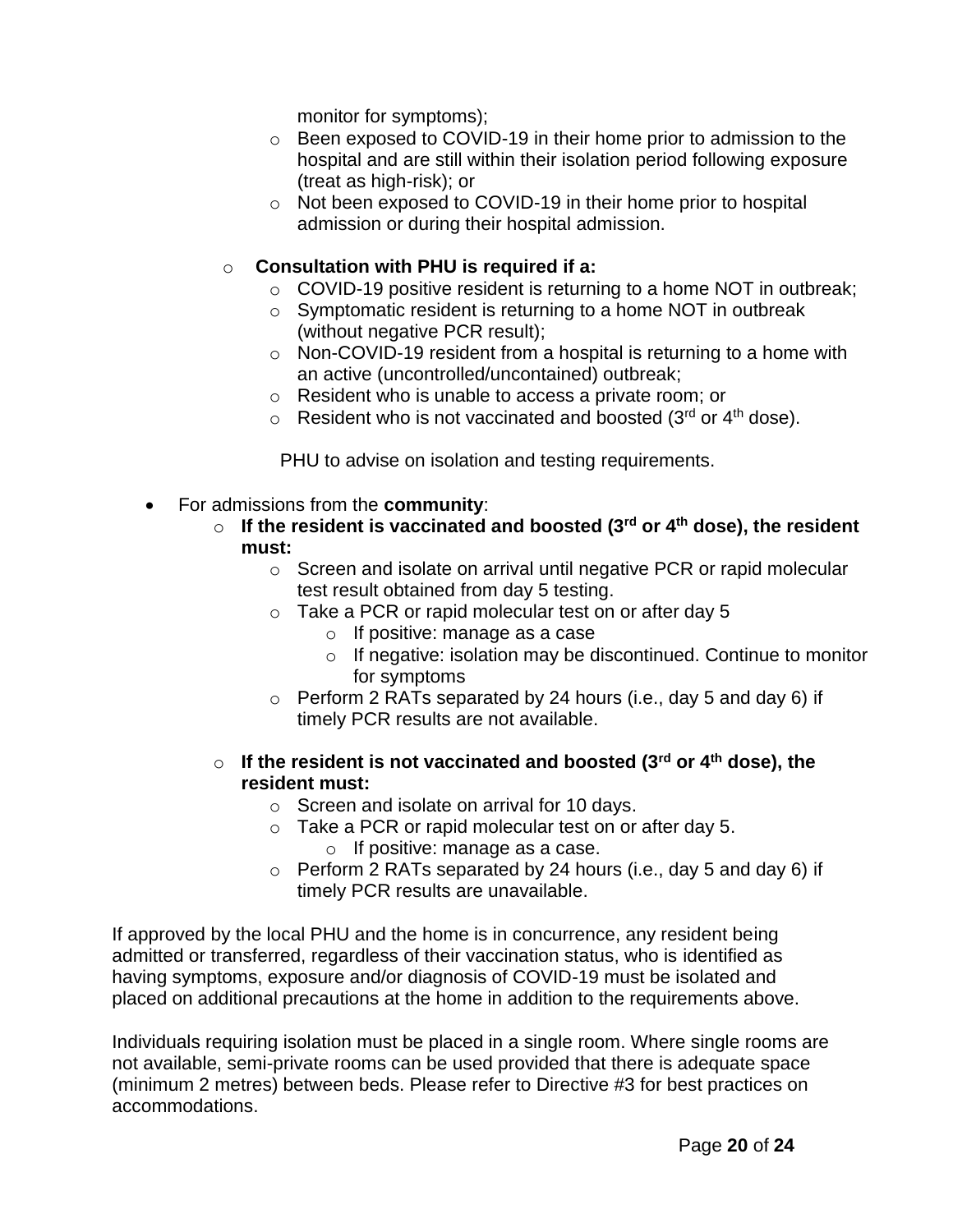monitor for symptoms);
    - Been exposed to COVID-19 in their home prior to admission to the hospital and are still within their isolation period following exposure (treat as high-risk); or
    - Not been exposed to COVID-19 in their home prior to hospital admission or during their hospital admission.

  - **Consultation with PHU is required if a:**
    - COVID-19 positive resident is returning to a home NOT in outbreak;
    - Symptomatic resident is returning to a home NOT in outbreak (without negative PCR result);
    - Non-COVID-19 resident from a hospital is returning to a home with an active (uncontrolled/uncontained) outbreak;
    - Resident who is unable to access a private room; or
    - Resident who is not vaccinated and boosted (3rd or 4th dose).

    PHU to advise on isolation and testing requirements.

- For admissions from the **community**:
  - **If the resident is vaccinated and boosted (3rd or 4th dose), the resident must:**
    - Screen and isolate on arrival until negative PCR or rapid molecular test result obtained from day 5 testing.
    - Take a PCR or rapid molecular test on or after day 5
      - If positive: manage as a case
      - If negative: isolation may be discontinued. Continue to monitor for symptoms
    - Perform 2 RATs separated by 24 hours (i.e., day 5 and day 6) if timely PCR results are not available.

  - **If the resident is not vaccinated and boosted (3rd or 4th dose), the resident must:**
    - Screen and isolate on arrival for 10 days.
    - Take a PCR or rapid molecular test on or after day 5.
      - If positive: manage as a case.
    - Perform 2 RATs separated by 24 hours (i.e., day 5 and day 6) if timely PCR results are unavailable.

If approved by the local PHU and the home is in concurrence, any resident being admitted or transferred, regardless of their vaccination status, who is identified as having symptoms, exposure and/or diagnosis of COVID-19 must be isolated and placed on additional precautions at the home in addition to the requirements above.

Individuals requiring isolation must be placed in a single room. Where single rooms are not available, semi-private rooms can be used provided that there is adequate space (minimum 2 metres) between beds. Please refer to Directive #3 for best practices on accommodations.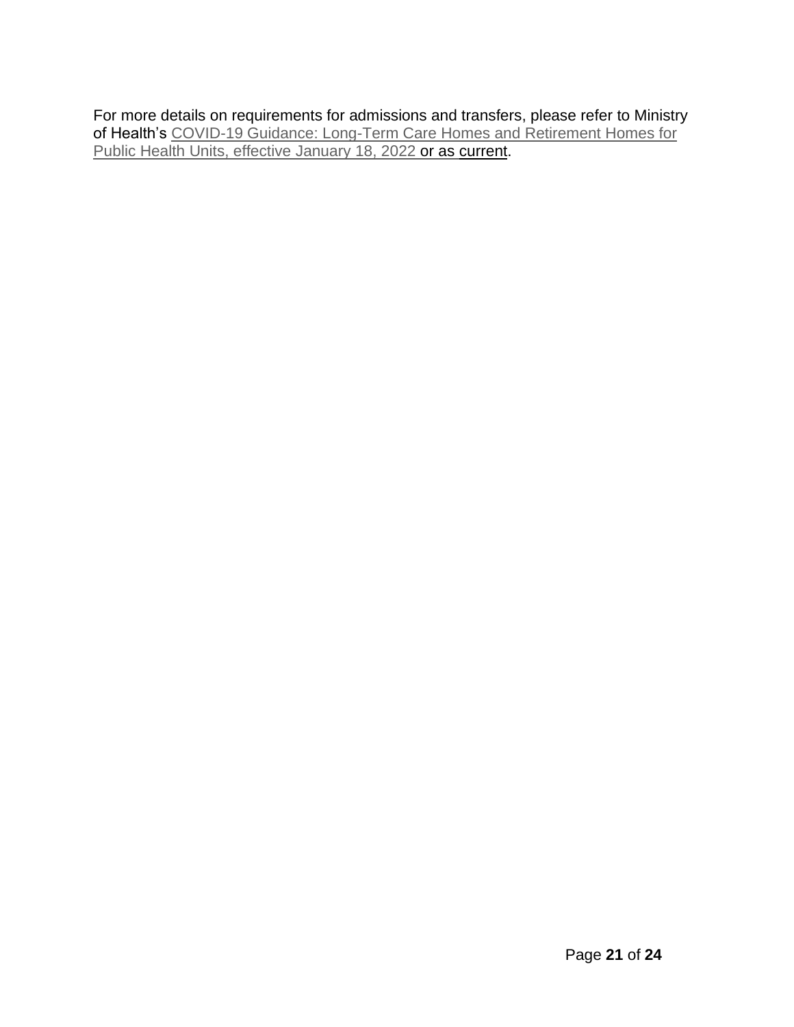For more details on requirements for admissions and transfers, please refer to Ministry of Health's COVID-19 Guidance: Long-Term Care Homes and Retirement Homes for Public Health Units, effective January 18, 2022 or as current.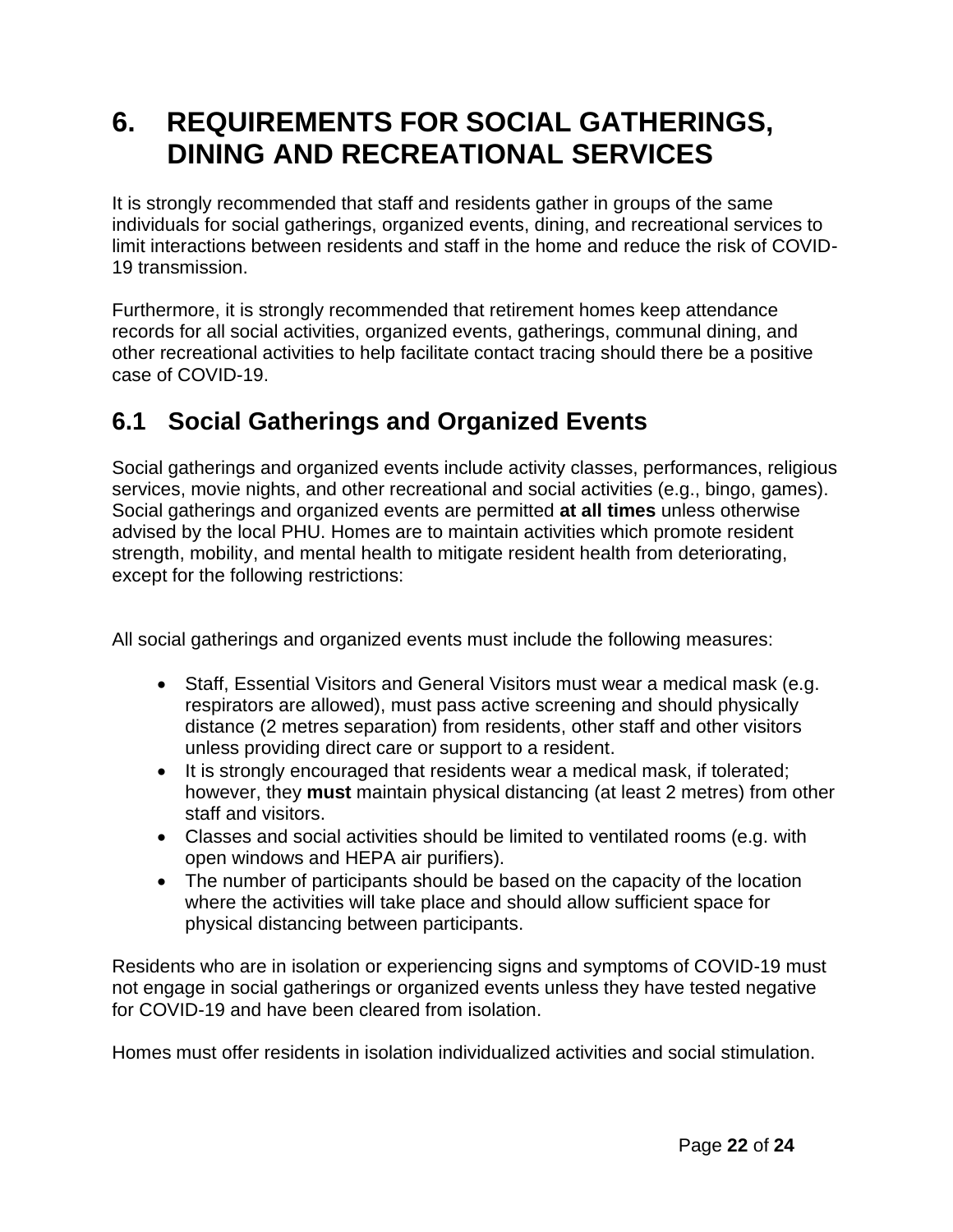# 6. REQUIREMENTS FOR SOCIAL GATHERINGS, DINING AND RECREATIONAL SERVICES

It is strongly recommended that staff and residents gather in groups of the same individuals for social gatherings, organized events, dining, and recreational services to limit interactions between residents and staff in the home and reduce the risk of COVID-19 transmission.

Furthermore, it is strongly recommended that retirement homes keep attendance records for all social activities, organized events, gatherings, communal dining, and other recreational activities to help facilitate contact tracing should there be a positive case of COVID-19.

## 6.1 Social Gatherings and Organized Events

Social gatherings and organized events include activity classes, performances, religious services, movie nights, and other recreational and social activities (e.g., bingo, games). Social gatherings and organized events are permitted **at all times** unless otherwise advised by the local PHU. Homes are to maintain activities which promote resident strength, mobility, and mental health to mitigate resident health from deteriorating, except for the following restrictions:

All social gatherings and organized events must include the following measures:

- Staff, Essential Visitors and General Visitors must wear a medical mask (e.g. respirators are allowed), must pass active screening and should physically distance (2 metres separation) from residents, other staff and other visitors unless providing direct care or support to a resident.
- It is strongly encouraged that residents wear a medical mask, if tolerated; however, they **must** maintain physical distancing (at least 2 metres) from other staff and visitors.
- Classes and social activities should be limited to ventilated rooms (e.g. with open windows and HEPA air purifiers).
- The number of participants should be based on the capacity of the location where the activities will take place and should allow sufficient space for physical distancing between participants.

Residents who are in isolation or experiencing signs and symptoms of COVID-19 must not engage in social gatherings or organized events unless they have tested negative for COVID-19 and have been cleared from isolation.

Homes must offer residents in isolation individualized activities and social stimulation.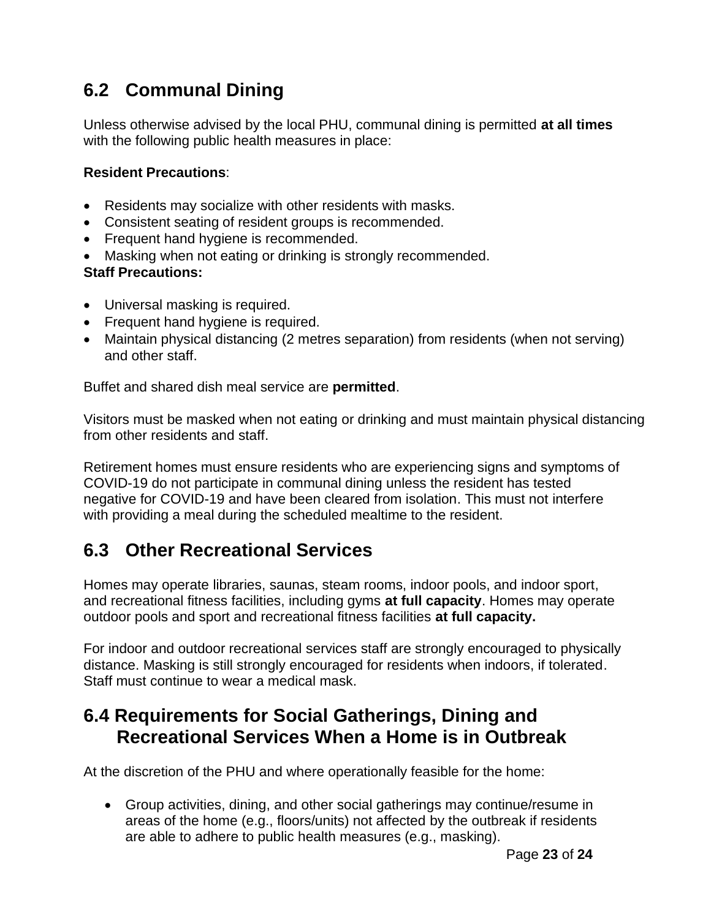## 6.2 Communal Dining

Unless otherwise advised by the local PHU, communal dining is permitted **at all times** with the following public health measures in place:

**Resident Precautions**:

- Residents may socialize with other residents with masks.
- Consistent seating of resident groups is recommended.
- Frequent hand hygiene is recommended.
- Masking when not eating or drinking is strongly recommended.

**Staff Precautions:**

- Universal masking is required.
- Frequent hand hygiene is required.
- Maintain physical distancing (2 metres separation) from residents (when not serving) and other staff.

Buffet and shared dish meal service are **permitted**.

Visitors must be masked when not eating or drinking and must maintain physical distancing from other residents and staff.

Retirement homes must ensure residents who are experiencing signs and symptoms of COVID-19 do not participate in communal dining unless the resident has tested negative for COVID-19 and have been cleared from isolation. This must not interfere with providing a meal during the scheduled mealtime to the resident.

## 6.3 Other Recreational Services

Homes may operate libraries, saunas, steam rooms, indoor pools, and indoor sport, and recreational fitness facilities, including gyms **at full capacity**. Homes may operate outdoor pools and sport and recreational fitness facilities **at full capacity.**

For indoor and outdoor recreational services staff are strongly encouraged to physically distance. Masking is still strongly encouraged for residents when indoors, if tolerated. Staff must continue to wear a medical mask.

## 6.4 Requirements for Social Gatherings, Dining and Recreational Services When a Home is in Outbreak

At the discretion of the PHU and where operationally feasible for the home:

- Group activities, dining, and other social gatherings may continue/resume in areas of the home (e.g., floors/units) not affected by the outbreak if residents are able to adhere to public health measures (e.g., masking).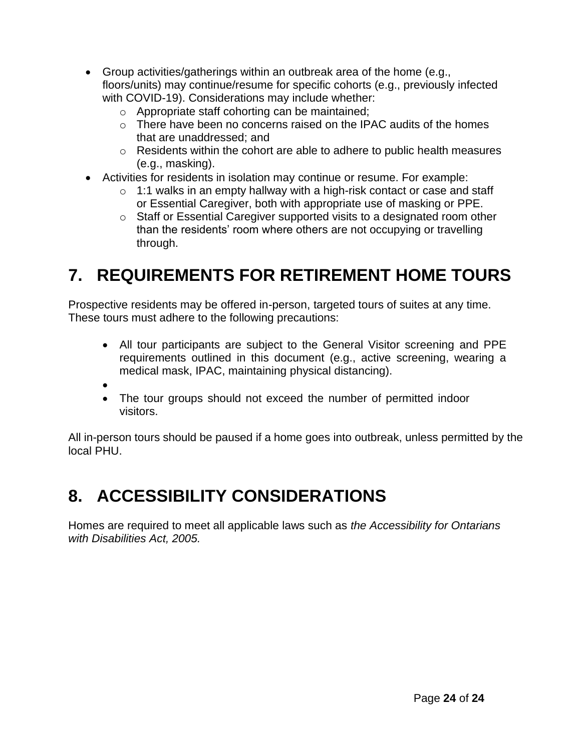- Group activities/gatherings within an outbreak area of the home (e.g., floors/units) may continue/resume for specific cohorts (e.g., previously infected with COVID-19). Considerations may include whether:
  - Appropriate staff cohorting can be maintained;
  - There have been no concerns raised on the IPAC audits of the homes that are unaddressed; and
  - Residents within the cohort are able to adhere to public health measures (e.g., masking).
- Activities for residents in isolation may continue or resume. For example:
  - 1:1 walks in an empty hallway with a high-risk contact or case and staff or Essential Caregiver, both with appropriate use of masking or PPE.
  - Staff or Essential Caregiver supported visits to a designated room other than the residents' room where others are not occupying or travelling through.

# 7. REQUIREMENTS FOR RETIREMENT HOME TOURS

Prospective residents may be offered in-person, targeted tours of suites at any time. These tours must adhere to the following precautions:

- All tour participants are subject to the General Visitor screening and PPE requirements outlined in this document (e.g., active screening, wearing a medical mask, IPAC, maintaining physical distancing).
- 
- The tour groups should not exceed the number of permitted indoor visitors.

All in-person tours should be paused if a home goes into outbreak, unless permitted by the local PHU.

# 8. ACCESSIBILITY CONSIDERATIONS

Homes are required to meet all applicable laws such as *the Accessibility for Ontarians with Disabilities Act, 2005.*